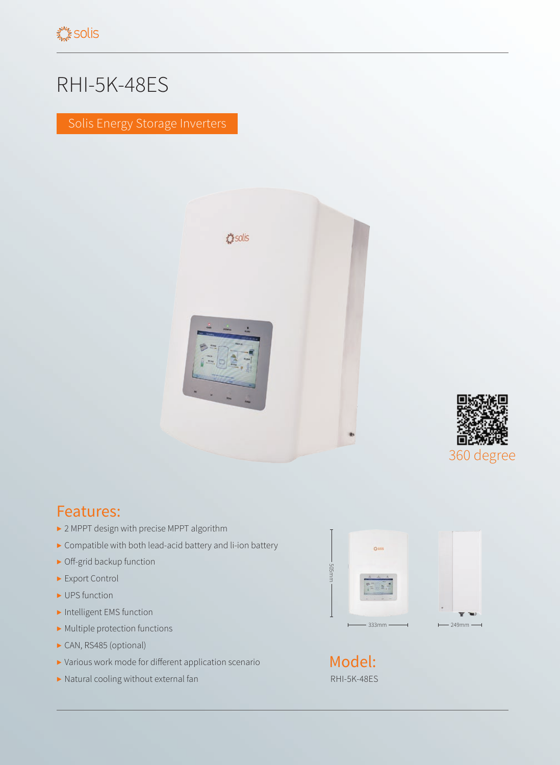# RHI-5K-48ES

Solis Energy Storage Inverters

360 degree

## Features:

- 2 MPPT design with precise MPPT algorithm
- Compatible with both lead-acid battery and li-ion battery
- Off-grid backup function
- Export Control
- UPS function
- Intelligent EMS function
- Multiple protection functions
- CAN, RS485 (optional)
- Various work mode for different application scenario
- Natural cooling without external fan

505mm

333mm

249mm

## Model:

RHI-5K-48ES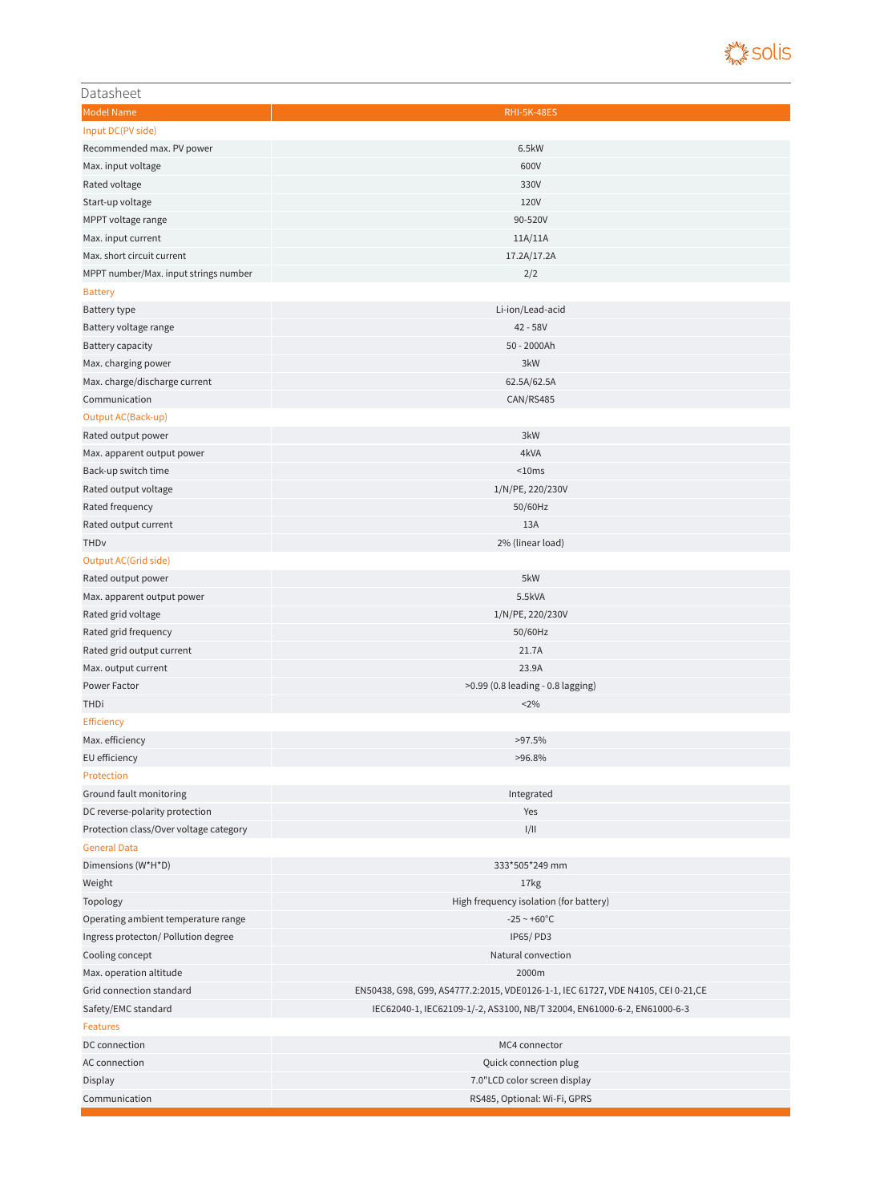## Datasheet

| Model Name | RHI-5K-48ES |
|---|---|
| **Input DC(PV side)** | |
| Recommended max. PV power | 6.5kW |
| Max. input voltage | 600V |
| Rated voltage | 330V |
| Start-up voltage | 120V |
| MPPT voltage range | 90-520V |
| Max. input current | 11A/11A |
| Max. short circuit current | 17.2A/17.2A |
| MPPT number/Max. input strings number | 2/2 |
| **Battery** | |
| Battery type | Li-ion/Lead-acid |
| Battery voltage range | 42 - 58V |
| Battery capacity | 50 - 2000Ah |
| Max. charging power | 3kW |
| Max. charge/discharge current | 62.5A/62.5A |
| Communication | CAN/RS485 |
| **Output AC(Back-up)** | |
| Rated output power | 3kW |
| Max. apparent output power | 4kVA |
| Back-up switch time | <10ms |
| Rated output voltage | 1/N/PE, 220/230V |
| Rated frequency | 50/60Hz |
| Rated output current | 13A |
| THDv | 2% (linear load) |
| **Output AC(Grid side)** | |
| Rated output power | 5kW |
| Max. apparent output power | 5.5kVA |
| Rated grid voltage | 1/N/PE, 220/230V |
| Rated grid frequency | 50/60Hz |
| Rated grid output current | 21.7A |
| Max. output current | 23.9A |
| Power Factor | >0.99 (0.8 leading - 0.8 lagging) |
| THDi | <2% |
| **Efficiency** | |
| Max. efficiency | >97.5% |
| EU efficiency | >96.8% |
| **Protection** | |
| Ground fault monitoring | Integrated |
| DC reverse-polarity protection | Yes |
| Protection class/Over voltage category | I/II |
| **General Data** | |
| Dimensions (W*H*D) | 333*505*249 mm |
| Weight | 17kg |
| Topology | High frequency isolation (for battery) |
| Operating ambient temperature range | -25 ~ +60℃ |
| Ingress protecton/ Pollution degree | IP65/ PD3 |
| Cooling concept | Natural convection |
| Max. operation altitude | 2000m |
| Grid connection standard | EN50438, G98, G99, AS4777.2:2015, VDE0126-1-1, IEC 61727, VDE N4105, CEI 0-21,CE |
| Safety/EMC standard | IEC62040-1, IEC62109-1/-2, AS3100, NB/T 32004, EN61000-6-2, EN61000-6-3 |
| **Features** | |
| DC connection | MC4 connector |
| AC connection | Quick connection plug |
| Display | 7.0"LCD color screen display |
| Communication | RS485, Optional: Wi-Fi, GPRS |